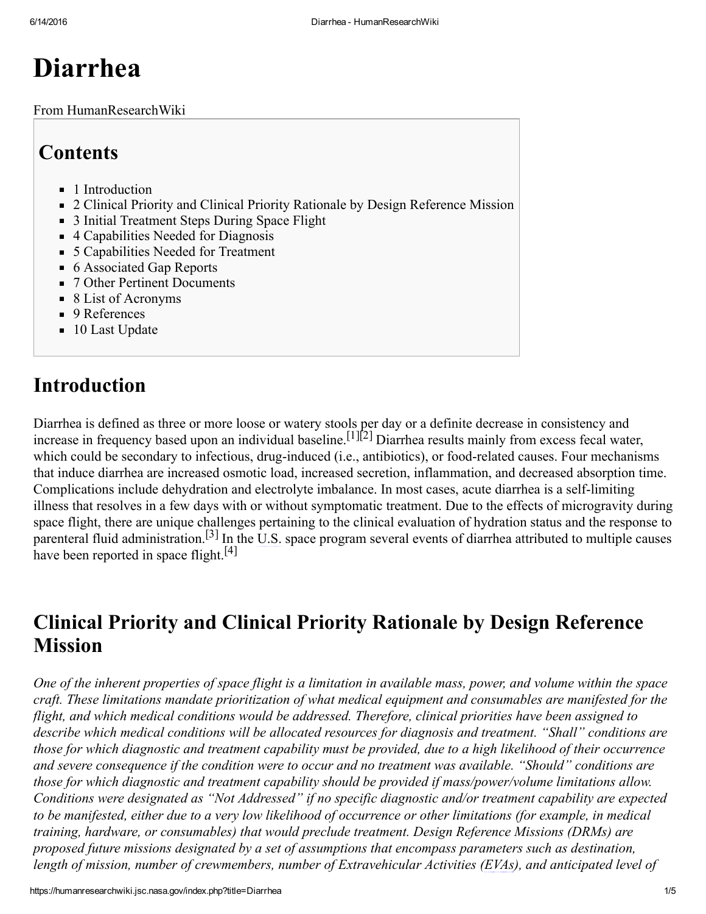# Diarrhea

From HumanResearchWiki

## Contents

- 1 Introduction
- 2 Clinical Priority and Clinical Priority Rationale by Design Reference Mission
- 3 Initial Treatment Steps During Space Flight
- 4 Capabilities Needed for Diagnosis
- 5 Capabilities Needed for Treatment
- 6 Associated Gap Reports
- 7 Other Pertinent Documents
- 8 List of Acronyms
- 9 References
- 10 Last Update

## Introduction

Diarrhea is defined as three or more loose or watery stools per day or a definite decrease in consistency and increase in frequency based upon an individual baseline.[1][2] Diarrhea results mainly from excess fecal water, which could be secondary to infectious, drug-induced (i.e., antibiotics), or food-related causes. Four mechanisms that induce diarrhea are increased osmotic load, increased secretion, inflammation, and decreased absorption time. Complications include dehydration and electrolyte imbalance. In most cases, acute diarrhea is a self-limiting illness that resolves in a few days with or without symptomatic treatment. Due to the effects of microgravity during space flight, there are unique challenges pertaining to the clinical evaluation of hydration status and the response to parenteral fluid administration.[3] In the U.S. space program several events of diarrhea attributed to multiple causes have been reported in space flight.[4]

## Clinical Priority and Clinical Priority Rationale by Design Reference Mission

*One of the inherent properties of space flight is a limitation in available mass, power, and volume within the space craft. These limitations mandate prioritization of what medical equipment and consumables are manifested for the flight, and which medical conditions would be addressed. Therefore, clinical priorities have been assigned to describe which medical conditions will be allocated resources for diagnosis and treatment. "Shall" conditions are those for which diagnostic and treatment capability must be provided, due to a high likelihood of their occurrence and severe consequence if the condition were to occur and no treatment was available. "Should" conditions are those for which diagnostic and treatment capability should be provided if mass/power/volume limitations allow. Conditions were designated as "Not Addressed" if no specific diagnostic and/or treatment capability are expected to be manifested, either due to a very low likelihood of occurrence or other limitations (for example, in medical training, hardware, or consumables) that would preclude treatment. Design Reference Missions (DRMs) are proposed future missions designated by a set of assumptions that encompass parameters such as destination, length of mission, number of crewmembers, number of Extravehicular Activities (EVAs), and anticipated level of*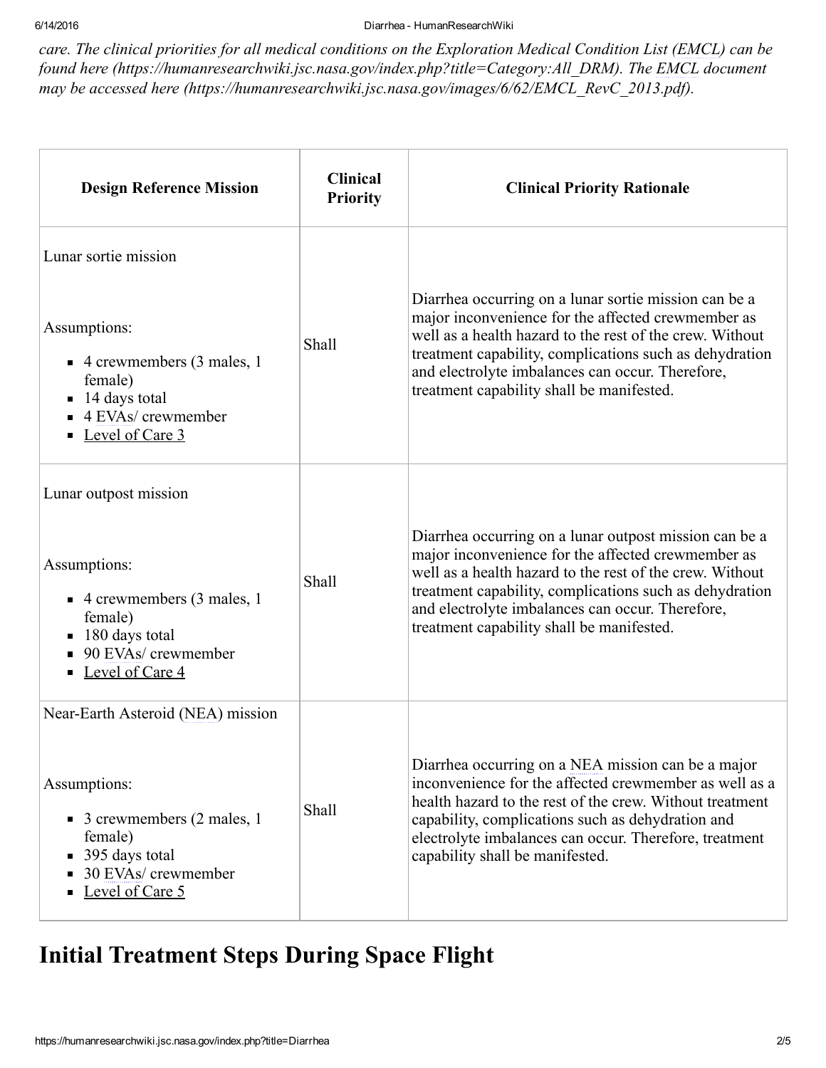*care. The clinical priorities for all medical conditions on the Exploration Medical Condition List (EMCL) can be found here (https://humanresearchwiki.jsc.nasa.gov/index.php?title=Category:All_DRM). The EMCL document may be accessed here (https://humanresearchwiki.jsc.nasa.gov/images/6/62/EMCL_RevC_2013.pdf).*

| Design Reference Mission | Clinical Priority | Clinical Priority Rationale |
|---|---|---|
| Lunar sortie mission<br><br>Assumptions:<br>- 4 crewmembers (3 males, 1 female)<br>- 14 days total<br>- 4 EVAs/ crewmember<br>- Level of Care 3 | Shall | Diarrhea occurring on a lunar sortie mission can be a major inconvenience for the affected crewmember as well as a health hazard to the rest of the crew. Without treatment capability, complications such as dehydration and electrolyte imbalances can occur. Therefore, treatment capability shall be manifested. |
| Lunar outpost mission<br><br>Assumptions:<br>- 4 crewmembers (3 males, 1 female)<br>- 180 days total<br>- 90 EVAs/ crewmember<br>- Level of Care 4 | Shall | Diarrhea occurring on a lunar outpost mission can be a major inconvenience for the affected crewmember as well as a health hazard to the rest of the crew. Without treatment capability, complications such as dehydration and electrolyte imbalances can occur. Therefore, treatment capability shall be manifested. |
| Near-Earth Asteroid (NEA) mission<br><br>Assumptions:<br>- 3 crewmembers (2 males, 1 female)<br>- 395 days total<br>- 30 EVAs/ crewmember<br>- Level of Care 5 | Shall | Diarrhea occurring on a NEA mission can be a major inconvenience for the affected crewmember as well as a health hazard to the rest of the crew. Without treatment capability, complications such as dehydration and electrolyte imbalances can occur. Therefore, treatment capability shall be manifested. |

# Initial Treatment Steps During Space Flight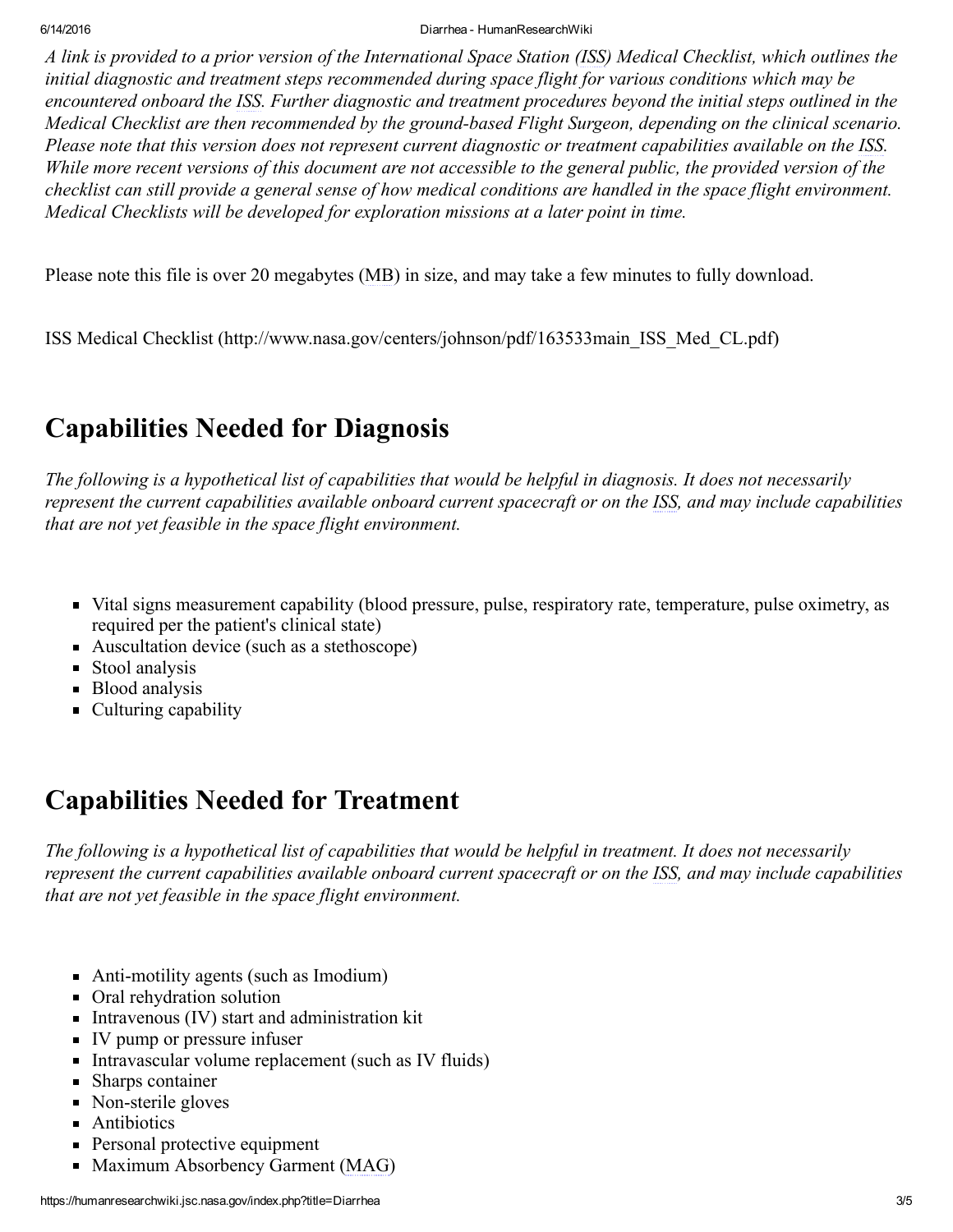*A link is provided to a prior version of the International Space Station (ISS) Medical Checklist, which outlines the initial diagnostic and treatment steps recommended during space flight for various conditions which may be encountered onboard the ISS. Further diagnostic and treatment procedures beyond the initial steps outlined in the Medical Checklist are then recommended by the ground-based Flight Surgeon, depending on the clinical scenario. Please note that this version does not represent current diagnostic or treatment capabilities available on the ISS. While more recent versions of this document are not accessible to the general public, the provided version of the checklist can still provide a general sense of how medical conditions are handled in the space flight environment. Medical Checklists will be developed for exploration missions at a later point in time.*

Please note this file is over 20 megabytes (MB) in size, and may take a few minutes to fully download.

ISS Medical Checklist (http://www.nasa.gov/centers/johnson/pdf/163533main_ISS_Med_CL.pdf)

## Capabilities Needed for Diagnosis

*The following is a hypothetical list of capabilities that would be helpful in diagnosis. It does not necessarily represent the current capabilities available onboard current spacecraft or on the ISS, and may include capabilities that are not yet feasible in the space flight environment.*

- Vital signs measurement capability (blood pressure, pulse, respiratory rate, temperature, pulse oximetry, as required per the patient's clinical state)
- Auscultation device (such as a stethoscope)
- Stool analysis
- Blood analysis
- Culturing capability

## Capabilities Needed for Treatment

*The following is a hypothetical list of capabilities that would be helpful in treatment. It does not necessarily represent the current capabilities available onboard current spacecraft or on the ISS, and may include capabilities that are not yet feasible in the space flight environment.*

- Anti-motility agents (such as Imodium)
- Oral rehydration solution
- Intravenous (IV) start and administration kit
- IV pump or pressure infuser
- Intravascular volume replacement (such as IV fluids)
- Sharps container
- Non-sterile gloves
- Antibiotics
- Personal protective equipment
- Maximum Absorbency Garment (MAG)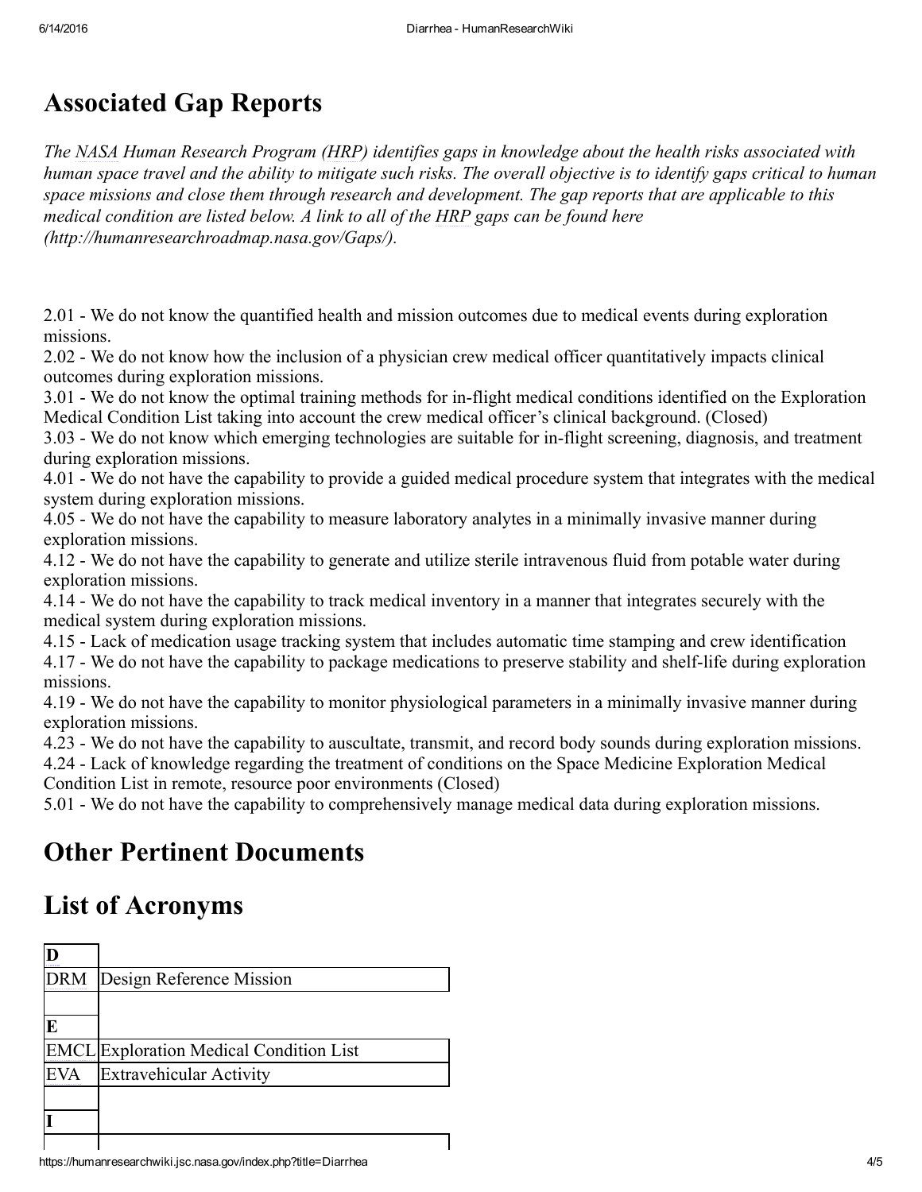## Associated Gap Reports

*The NASA Human Research Program (HRP) identifies gaps in knowledge about the health risks associated with human space travel and the ability to mitigate such risks. The overall objective is to identify gaps critical to human space missions and close them through research and development. The gap reports that are applicable to this medical condition are listed below. A link to all of the HRP gaps can be found here (http://humanresearchroadmap.nasa.gov/Gaps/).*

2.01 - We do not know the quantified health and mission outcomes due to medical events during exploration missions.
2.02 - We do not know how the inclusion of a physician crew medical officer quantitatively impacts clinical outcomes during exploration missions.
3.01 - We do not know the optimal training methods for in-flight medical conditions identified on the Exploration Medical Condition List taking into account the crew medical officer's clinical background. (Closed)
3.03 - We do not know which emerging technologies are suitable for in-flight screening, diagnosis, and treatment during exploration missions.
4.01 - We do not have the capability to provide a guided medical procedure system that integrates with the medical system during exploration missions.
4.05 - We do not have the capability to measure laboratory analytes in a minimally invasive manner during exploration missions.
4.12 - We do not have the capability to generate and utilize sterile intravenous fluid from potable water during exploration missions.
4.14 - We do not have the capability to track medical inventory in a manner that integrates securely with the medical system during exploration missions.
4.15 - Lack of medication usage tracking system that includes automatic time stamping and crew identification
4.17 - We do not have the capability to package medications to preserve stability and shelf-life during exploration missions.
4.19 - We do not have the capability to monitor physiological parameters in a minimally invasive manner during exploration missions.
4.23 - We do not have the capability to auscultate, transmit, and record body sounds during exploration missions.
4.24 - Lack of knowledge regarding the treatment of conditions on the Space Medicine Exploration Medical Condition List in remote, resource poor environments (Closed)
5.01 - We do not have the capability to comprehensively manage medical data during exploration missions.

## Other Pertinent Documents

## List of Acronyms

| | |
|---|---|
| **D** | |
| DRM | Design Reference Mission |
| | |
| **E** | |
| EMCL | Exploration Medical Condition List |
| EVA | Extravehicular Activity |
| | |
| **I** | |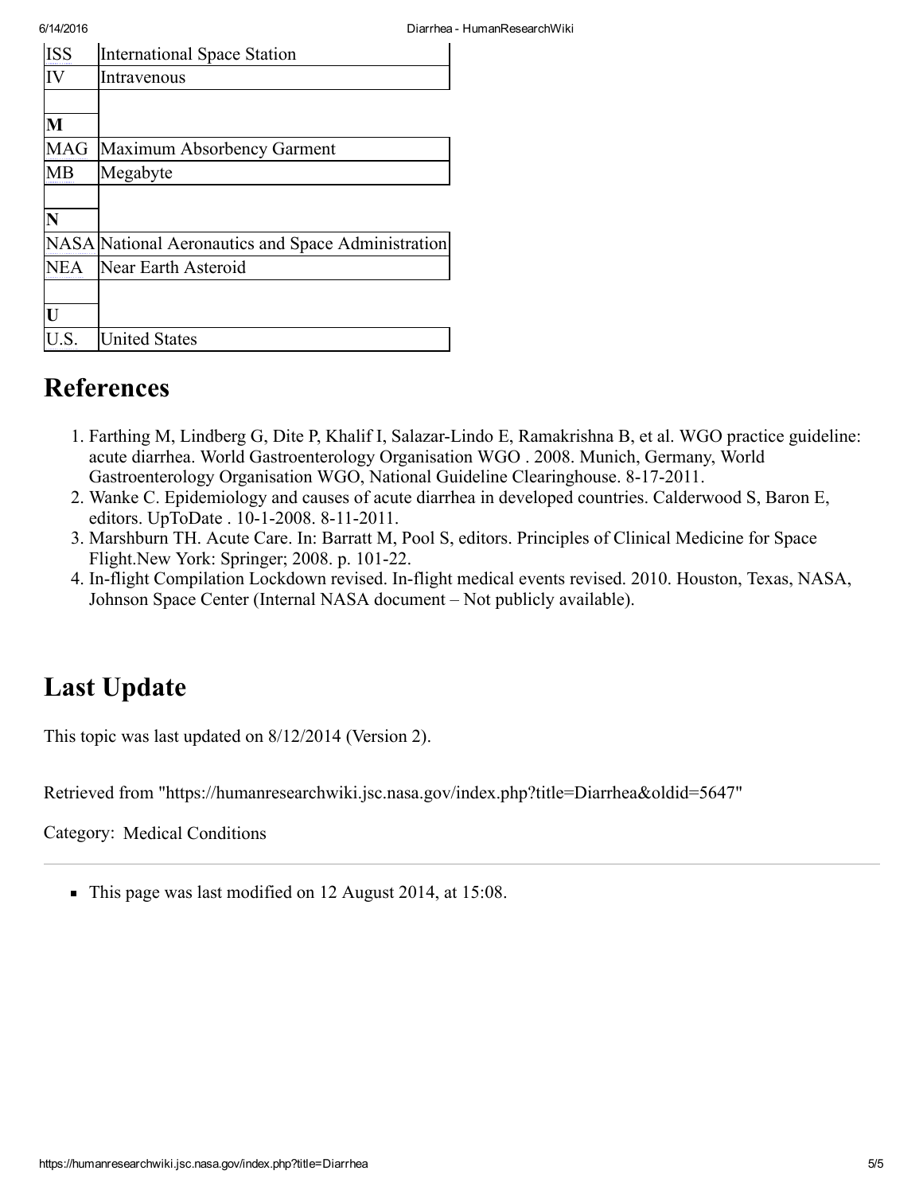| | |
|---|---|
| ISS | International Space Station |
| IV | Intravenous |
| | |
| **M** | |
| MAG | Maximum Absorbency Garment |
| MB | Megabyte |
| | |
| **N** | |
| NASA | National Aeronautics and Space Administration |
| NEA | Near Earth Asteroid |
| | |
| **U** | |
| U.S. | United States |

## References

1. Farthing M, Lindberg G, Dite P, Khalif I, Salazar-Lindo E, Ramakrishna B, et al. WGO practice guideline: acute diarrhea. World Gastroenterology Organisation WGO . 2008. Munich, Germany, World Gastroenterology Organisation WGO, National Guideline Clearinghouse. 8-17-2011.
2. Wanke C. Epidemiology and causes of acute diarrhea in developed countries. Calderwood S, Baron E, editors. UpToDate . 10-1-2008. 8-11-2011.
3. Marshburn TH. Acute Care. In: Barratt M, Pool S, editors. Principles of Clinical Medicine for Space Flight.New York: Springer; 2008. p. 101-22.
4. In-flight Compilation Lockdown revised. In-flight medical events revised. 2010. Houston, Texas, NASA, Johnson Space Center (Internal NASA document – Not publicly available).

## Last Update

This topic was last updated on 8/12/2014 (Version 2).

Retrieved from "https://humanresearchwiki.jsc.nasa.gov/index.php?title=Diarrhea&oldid=5647"

Category: Medical Conditions

- This page was last modified on 12 August 2014, at 15:08.